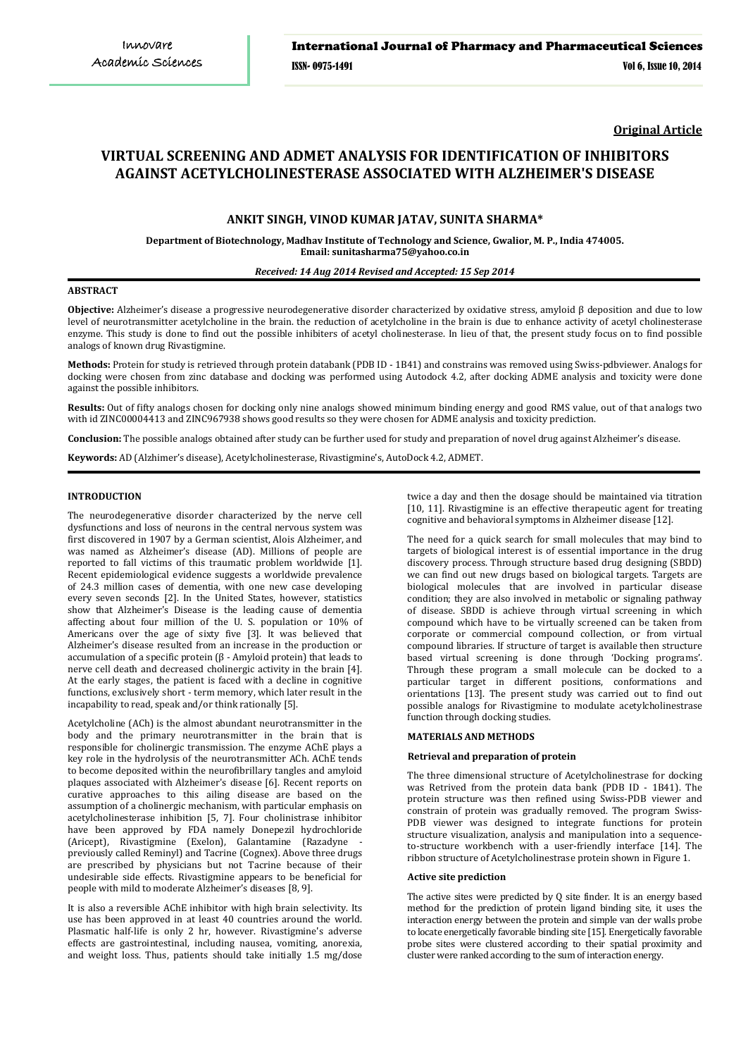**Original Article**

# VIRTUAL SCREENING AND ADMET ANALYSIS FOR IDENTIFICATION OF INHIBITORS AGAINST ACETYLCHOLINESTERASE ASSOCIATED WITH ALZHEIMER'S DISEASE

**ANKIT SINGH, VINOD KUMAR JATAV, SUNITA SHARMA***

**Department of Biotechnology, Madhav Institute of Technology and Science, Gwalior, M. P., India 474005.**
**Email: sunitasharma75@yahoo.co.in**

***Received: 14 Aug 2014 Revised and Accepted: 15 Sep 2014***

## ABSTRACT

**Objective:** Alzheimer's disease a progressive neurodegenerative disorder characterized by oxidative stress, amyloid β deposition and due to low level of neurotransmitter acetylcholine in the brain. the reduction of acetylcholine in the brain is due to enhance activity of acetyl cholinesterase enzyme. This study is done to find out the possible inhibiters of acetyl cholinesterase. In lieu of that, the present study focus on to find possible analogs of known drug Rivastigmine.

**Methods:** Protein for study is retrieved through protein databank (PDB ID - 1B41) and constrains was removed using Swiss-pdbviewer. Analogs for docking were chosen from zinc database and docking was performed using Autodock 4.2, after docking ADME analysis and toxicity were done against the possible inhibitors.

**Results:** Out of fifty analogs chosen for docking only nine analogs showed minimum binding energy and good RMS value, out of that analogs two with id ZINC00004413 and ZINC967938 shows good results so they were chosen for ADME analysis and toxicity prediction.

**Conclusion:** The possible analogs obtained after study can be further used for study and preparation of novel drug against Alzheimer's disease.

**Keywords:** AD (Alzhimer's disease), Acetylcholinesterase, Rivastigmine's, AutoDock 4.2, ADMET.

## INTRODUCTION

The neurodegenerative disorder characterized by the nerve cell dysfunctions and loss of neurons in the central nervous system was first discovered in 1907 by a German scientist, Alois Alzheimer, and was named as Alzheimer's disease (AD). Millions of people are reported to fall victims of this traumatic problem worldwide [1]. Recent epidemiological evidence suggests a worldwide prevalence of 24.3 million cases of dementia, with one new case developing every seven seconds [2]. In the United States, however, statistics show that Alzheimer's Disease is the leading cause of dementia affecting about four million of the U. S. population or 10% of Americans over the age of sixty five [3]. It was believed that Alzheimer's disease resulted from an increase in the production or accumulation of a specific protein (β - Amyloid protein) that leads to nerve cell death and decreased cholinergic activity in the brain [4]. At the early stages, the patient is faced with a decline in cognitive functions, exclusively short - term memory, which later result in the incapability to read, speak and/or think rationally [5].

Acetylcholine (ACh) is the almost abundant neurotransmitter in the body and the primary neurotransmitter in the brain that is responsible for cholinergic transmission. The enzyme AChE plays a key role in the hydrolysis of the neurotransmitter ACh. AChE tends to become deposited within the neurofibrillary tangles and amyloid plaques associated with Alzheimer's disease [6]. Recent reports on curative approaches to this ailing disease are based on the assumption of a cholinergic mechanism, with particular emphasis on acetylcholinesterase inhibition [5, 7]. Four cholinistrase inhibitor have been approved by FDA namely Donepezil hydrochloride (Aricept), Rivastigmine (Exelon), Galantamine (Razadyne - previously called Reminyl) and Tacrine (Cognex). Above three drugs are prescribed by physicians but not Tacrine because of their undesirable side effects. Rivastigmine appears to be beneficial for people with mild to moderate Alzheimer's diseases [8, 9].

It is also a reversible AChE inhibitor with high brain selectivity. Its use has been approved in at least 40 countries around the world. Plasmatic half-life is only 2 hr, however. Rivastigmine's adverse effects are gastrointestinal, including nausea, vomiting, anorexia, and weight loss. Thus, patients should take initially 1.5 mg/dose twice a day and then the dosage should be maintained via titration [10, 11]. Rivastigmine is an effective therapeutic agent for treating cognitive and behavioral symptoms in Alzheimer disease [12].

The need for a quick search for small molecules that may bind to targets of biological interest is of essential importance in the drug discovery process. Through structure based drug designing (SBDD) we can find out new drugs based on biological targets. Targets are biological molecules that are involved in particular disease condition; they are also involved in metabolic or signaling pathway of disease. SBDD is achieve through virtual screening in which compound which have to be virtually screened can be taken from corporate or commercial compound collection, or from virtual compound libraries. If structure of target is available then structure based virtual screening is done through 'Docking programs'. Through these program a small molecule can be docked to a particular target in different positions, conformations and orientations [13]. The present study was carried out to find out possible analogs for Rivastigmine to modulate acetylcholinestrase function through docking studies.

## MATERIALS AND METHODS

### Retrieval and preparation of protein

The three dimensional structure of Acetylcholinestrase for docking was Retrived from the protein data bank (PDB ID - 1B41). The protein structure was then refined using Swiss-PDB viewer and constrain of protein was gradually removed. The program Swiss-PDB viewer was designed to integrate functions for protein structure visualization, analysis and manipulation into a sequence-to-structure workbench with a user-friendly interface [14]. The ribbon structure of Acetylcholinestrase protein shown in Figure 1.

### Active site prediction

The active sites were predicted by Q site finder. It is an energy based method for the prediction of protein ligand binding site, it uses the interaction energy between the protein and simple van der walls probe to locate energetically favorable binding site [15]. Energetically favorable probe sites were clustered according to their spatial proximity and cluster were ranked according to the sum of interaction energy.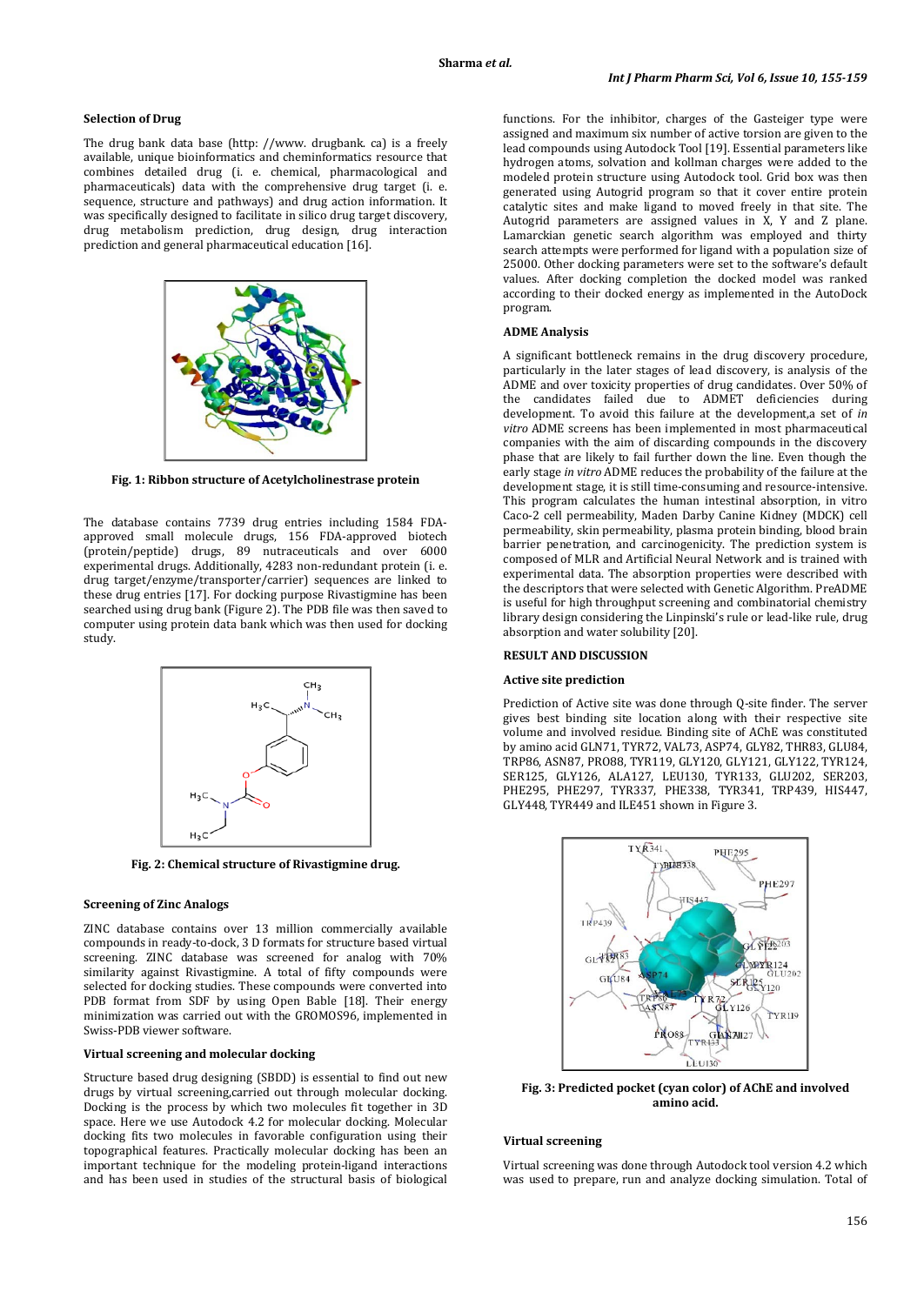### Selection of Drug

The drug bank data base (http: //www. drugbank. ca) is a freely available, unique bioinformatics and cheminformatics resource that combines detailed drug (i. e. chemical, pharmacological and pharmaceuticals) data with the comprehensive drug target (i. e. sequence, structure and pathways) and drug action information. It was specifically designed to facilitate in silico drug target discovery, drug metabolism prediction, drug design, drug interaction prediction and general pharmaceutical education [16].

**Fig. 1: Ribbon structure of Acetylcholinestrase protein**

The database contains 7739 drug entries including 1584 FDA-approved small molecule drugs, 156 FDA-approved biotech (protein/peptide) drugs, 89 nutraceuticals and over 6000 experimental drugs. Additionally, 4283 non-redundant protein (i. e. drug target/enzyme/transporter/carrier) sequences are linked to these drug entries [17]. For docking purpose Rivastigmine has been searched using drug bank (Figure 2). The PDB file was then saved to computer using protein data bank which was then used for docking study.

**Fig. 2: Chemical structure of Rivastigmine drug.**

### Screening of Zinc Analogs

ZINC database contains over 13 million commercially available compounds in ready-to-dock, 3 D formats for structure based virtual screening. ZINC database was screened for analog with 70% similarity against Rivastigmine. A total of fifty compounds were selected for docking studies. These compounds were converted into PDB format from SDF by using Open Bable [18]. Their energy minimization was carried out with the GROMOS96, implemented in Swiss-PDB viewer software.

### Virtual screening and molecular docking

Structure based drug designing (SBDD) is essential to find out new drugs by virtual screening,carried out through molecular docking. Docking is the process by which two molecules fit together in 3D space. Here we use Autodock 4.2 for molecular docking. Molecular docking fits two molecules in favorable configuration using their topographical features. Practically molecular docking has been an important technique for the modeling protein-ligand interactions and has been used in studies of the structural basis of biological functions. For the inhibitor, charges of the Gasteiger type were assigned and maximum six number of active torsion are given to the lead compounds using Autodock Tool [19]. Essential parameters like hydrogen atoms, solvation and kollman charges were added to the modeled protein structure using Autodock tool. Grid box was then generated using Autogrid program so that it cover entire protein catalytic sites and make ligand to moved freely in that site. The Autogrid parameters are assigned values in X, Y and Z plane. Lamarckian genetic search algorithm was employed and thirty search attempts were performed for ligand with a population size of 25000. Other docking parameters were set to the software's default values. After docking completion the docked model was ranked according to their docked energy as implemented in the AutoDock program.

### ADME Analysis

A significant bottleneck remains in the drug discovery procedure, particularly in the later stages of lead discovery, is analysis of the ADME and over toxicity properties of drug candidates. Over 50% of the candidates failed due to ADMET deficiencies during development. To avoid this failure at the development,a set of *in vitro* ADME screens has been implemented in most pharmaceutical companies with the aim of discarding compounds in the discovery phase that are likely to fail further down the line. Even though the early stage *in vitro* ADME reduces the probability of the failure at the development stage, it is still time-consuming and resource-intensive. This program calculates the human intestinal absorption, in vitro Caco-2 cell permeability, Maden Darby Canine Kidney (MDCK) cell permeability, skin permeability, plasma protein binding, blood brain barrier penetration, and carcinogenicity. The prediction system is composed of MLR and Artificial Neural Network and is trained with experimental data. The absorption properties were described with the descriptors that were selected with Genetic Algorithm. PreADME is useful for high throughput screening and combinatorial chemistry library design considering the Linpinski's rule or lead-like rule, drug absorption and water solubility [20].

## RESULT AND DISCUSSION

### Active site prediction

Prediction of Active site was done through Q-site finder. The server gives best binding site location along with their respective site volume and involved residue. Binding site of AChE was constituted by amino acid GLN71, TYR72, VAL73, ASP74, GLY82, THR83, GLU84, TRP86, ASN87, PRO88, TYR119, GLY120, GLY121, GLY122, TYR124, SER125, GLY126, ALA127, LEU130, TYR133, GLU202, SER203, PHE295, PHE297, TYR337, PHE338, TYR341, TRP439, HIS447, GLY448, TYR449 and ILE451 shown in Figure 3.

**Fig. 3: Predicted pocket (cyan color) of AChE and involved amino acid.**

### Virtual screening

Virtual screening was done through Autodock tool version 4.2 which was used to prepare, run and analyze docking simulation. Total of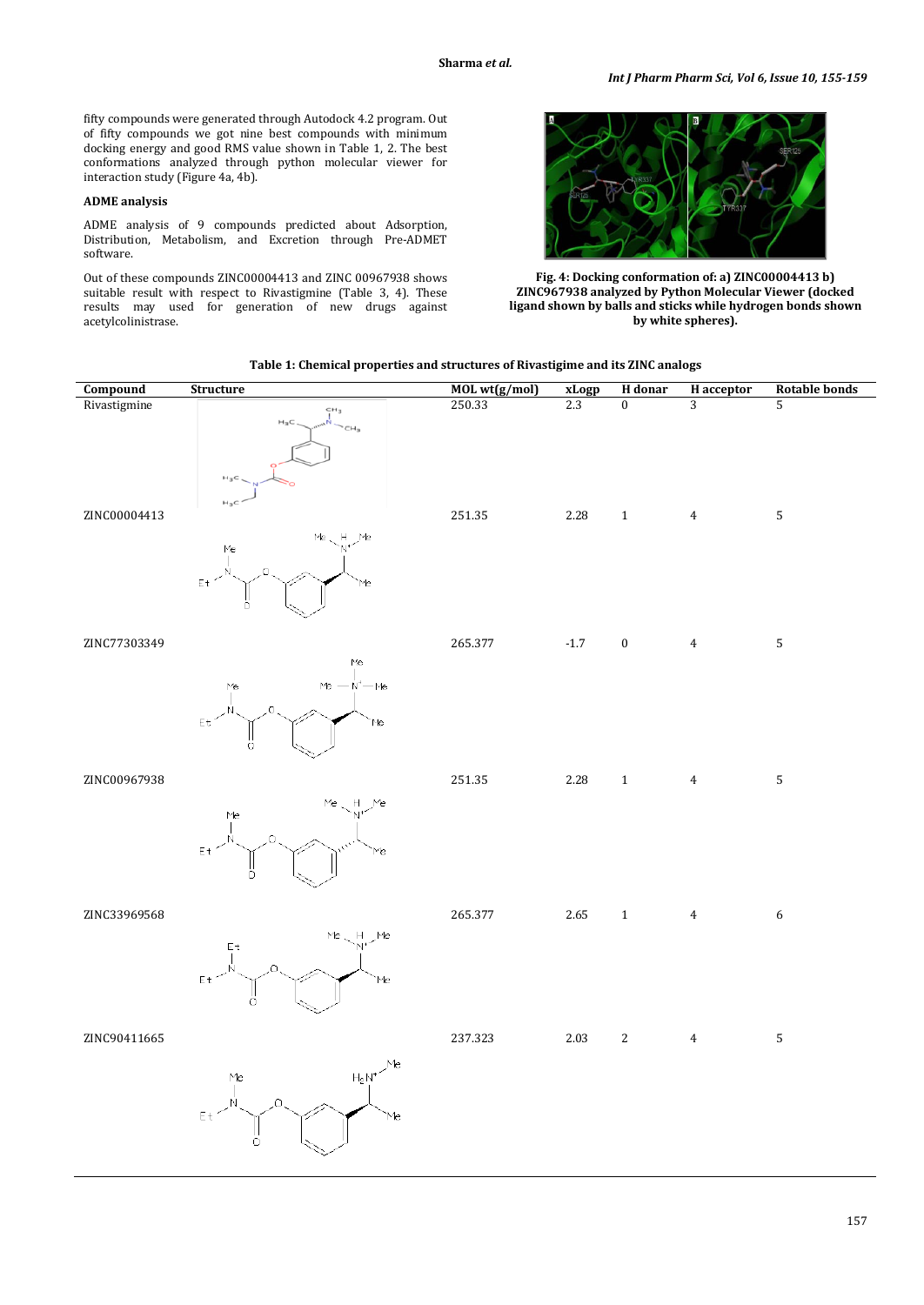fifty compounds were generated through Autodock 4.2 program. Out of fifty compounds we got nine best compounds with minimum docking energy and good RMS value shown in Table 1, 2. The best conformations analyzed through python molecular viewer for interaction study (Figure 4a, 4b).

### ADME analysis

ADME analysis of 9 compounds predicted about Adsorption, Distribution, Metabolism, and Excretion through Pre-ADMET software.

Out of these compounds ZINC00004413 and ZINC 00967938 shows suitable result with respect to Rivastigmine (Table 3, 4). These results may used for generation of new drugs against acetylcolinistrase.

**Fig. 4: Docking conformation of: a) ZINC00004413 b) ZINC967938 analyzed by Python Molecular Viewer (docked ligand shown by balls and sticks while hydrogen bonds shown by white spheres).**

**Table 1: Chemical properties and structures of Rivastigime and its ZINC analogs**

| Compound | Structure | MOL wt(g/mol) | xLogp | H donar | H acceptor | Rotable bonds |
|---|---|---|---|---|---|---|
| Rivastigmine | | 250.33 | 2.3 | 0 | 3 | 5 |
| ZINC00004413 | | 251.35 | 2.28 | 1 | 4 | 5 |
| ZINC77303349 | | 265.377 | -1.7 | 0 | 4 | 5 |
| ZINC00967938 | | 251.35 | 2.28 | 1 | 4 | 5 |
| ZINC33969568 | | 265.377 | 2.65 | 1 | 4 | 6 |
| ZINC90411665 | | 237.323 | 2.03 | 2 | 4 | 5 |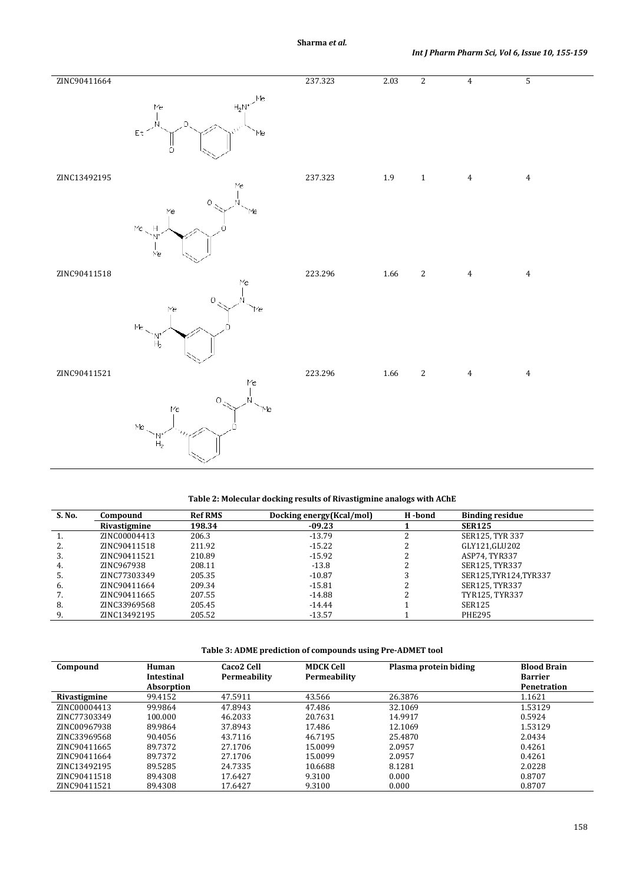| ZINC90411664 | | 237.323 | 2.03 | 2 | 4 | 5 |
|---|---|---|---|---|---|---|
| ZINC13492195 | | 237.323 | 1.9 | 1 | 4 | 4 |
| ZINC90411518 | | 223.296 | 1.66 | 2 | 4 | 4 |
| ZINC90411521 | | 223.296 | 1.66 | 2 | 4 | 4 |

**Table 2: Molecular docking results of Rivastigmine analogs with AChE**

| S. No. | Compound | Ref RMS | Docking energy(Kcal/mol) | H -bond | Binding residue |
|---|---|---|---|---|---|
| | **Rivastigmine** | **198.34** | **-09.23** | **1** | **SER125** |
| 1. | ZINC00004413 | 206.3 | -13.79 | 2 | SER125, TYR 337 |
| 2. | ZINC90411518 | 211.92 | -15.22 | 2 | GLY121,GLU202 |
| 3. | ZINC90411521 | 210.89 | -15.92 | 2 | ASP74, TYR337 |
| 4. | ZINC967938 | 208.11 | -13.8 | 2 | SER125, TYR337 |
| 5. | ZINC77303349 | 205.35 | -10.87 | 3 | SER125,TYR124,TYR337 |
| 6. | ZINC90411664 | 209.34 | -15.81 | 2 | SER125, TYR337 |
| 7. | ZINC90411665 | 207.55 | -14.88 | 2 | TYR125, TYR337 |
| 8. | ZINC33969568 | 205.45 | -14.44 | 1 | SER125 |
| 9. | ZINC13492195 | 205.52 | -13.57 | 1 | PHE295 |

**Table 3: ADME prediction of compounds using Pre-ADMET tool**

| Compound | Human Intestinal Absorption | Caco2 Cell Permeability | MDCK Cell Permeability | Plasma protein biding | Blood Brain Barrier Penetration |
|---|---|---|---|---|---|
| **Rivastigmine** | 99.4152 | 47.5911 | 43.566 | 26.3876 | 1.1621 |
| ZINC00004413 | 99.9864 | 47.8943 | 47.486 | 32.1069 | 1.53129 |
| ZINC77303349 | 100.000 | 46.2033 | 20.7631 | 14.9917 | 0.5924 |
| ZINC00967938 | 89.9864 | 37.8943 | 17.486 | 12.1069 | 1.53129 |
| ZINC33969568 | 90.4056 | 43.7116 | 46.7195 | 25.4870 | 2.0434 |
| ZINC90411665 | 89.7372 | 27.1706 | 15.0099 | 2.0957 | 0.4261 |
| ZINC90411664 | 89.7372 | 27.1706 | 15.0099 | 2.0957 | 0.4261 |
| ZINC13492195 | 89.5285 | 24.7335 | 10.6688 | 8.1281 | 2.0228 |
| ZINC90411518 | 89.4308 | 17.6427 | 9.3100 | 0.000 | 0.8707 |
| ZINC90411521 | 89.4308 | 17.6427 | 9.3100 | 0.000 | 0.8707 |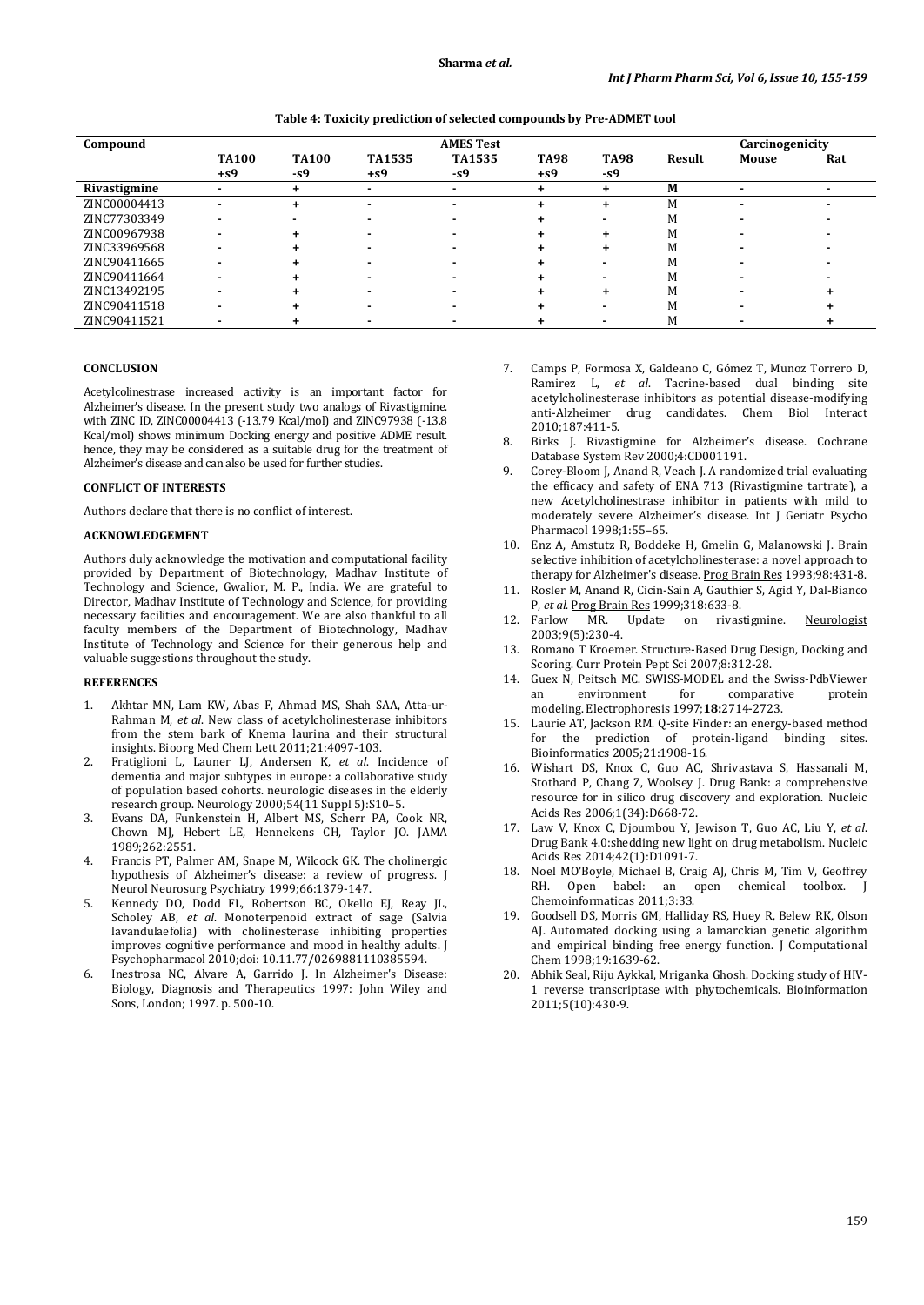**Table 4: Toxicity prediction of selected compounds by Pre-ADMET tool**

| Compound | AMES Test | | | | | | | Carcinogenicity | |
|---|---|---|---|---|---|---|---|---|---|
| | TA100 +s9 | TA100 -s9 | TA1535 +s9 | TA1535 -s9 | TA98 +s9 | TA98 -s9 | Result | Mouse | Rat |
| **Rivastigmine** | - | + | - | - | + | + | M | - | - |
| ZINC00004413 | - | + | - | - | + | + | M | - | - |
| ZINC77303349 | - | - | - | - | + | - | M | - | - |
| ZINC00967938 | - | + | - | - | + | + | M | - | - |
| ZINC33969568 | - | + | - | - | + | + | M | - | - |
| ZINC90411665 | - | + | - | - | + | - | M | - | - |
| ZINC90411664 | - | + | - | - | + | - | M | - | - |
| ZINC13492195 | - | + | - | - | + | + | M | - | + |
| ZINC90411518 | - | + | - | - | + | - | M | - | + |
| ZINC90411521 | - | + | - | - | + | - | M | - | + |

## CONCLUSION

Acetylcolinestrase increased activity is an important factor for Alzheimer's disease. In the present study two analogs of Rivastigmine. with ZINC ID, ZINC00004413 (-13.79 Kcal/mol) and ZINC97938 (-13.8 Kcal/mol) shows minimum Docking energy and positive ADME result. hence, they may be considered as a suitable drug for the treatment of Alzheimer's disease and can also be used for further studies.

## CONFLICT OF INTERESTS

Authors declare that there is no conflict of interest.

## ACKNOWLEDGEMENT

Authors duly acknowledge the motivation and computational facility provided by Department of Biotechnology, Madhav Institute of Technology and Science, Gwalior, M. P., India. We are grateful to Director, Madhav Institute of Technology and Science, for providing necessary facilities and encouragement. We are also thankful to all faculty members of the Department of Biotechnology, Madhav Institute of Technology and Science for their generous help and valuable suggestions throughout the study.

## REFERENCES

1. Akhtar MN, Lam KW, Abas F, Ahmad MS, Shah SAA, Atta-ur-Rahman M, *et al*. New class of acetylcholinesterase inhibitors from the stem bark of Knema laurina and their structural insights. Bioorg Med Chem Lett 2011;21:4097-103.
2. Fratiglioni L, Launer LJ, Andersen K, *et al*. Incidence of dementia and major subtypes in europe: a collaborative study of population based cohorts. neurologic diseases in the elderly research group. Neurology 2000;54(11 Suppl 5):S10–5.
3. Evans DA, Funkenstein H, Albert MS, Scherr PA, Cook NR, Chown MJ, Hebert LE, Hennekens CH, Taylor JO. JAMA 1989;262:2551.
4. Francis PT, Palmer AM, Snape M, Wilcock GK. The cholinergic hypothesis of Alzheimer's disease: a review of progress. J Neurol Neurosurg Psychiatry 1999;66:1379-147.
5. Kennedy DO, Dodd FL, Robertson BC, Okello EJ, Reay JL, Scholey AB, *et al*. Monoterpenoid extract of sage (Salvia lavandulaefolia) with cholinesterase inhibiting properties improves cognitive performance and mood in healthy adults. J Psychopharmacol 2010;doi: 10.11.77/0269881110385594.
6. Inestrosa NC, Alvare A, Garrido J. In Alzheimer's Disease: Biology, Diagnosis and Therapeutics 1997: John Wiley and Sons, London; 1997. p. 500-10.
7. Camps P, Formosa X, Galdeano C, Gómez T, Munoz Torrero D, Ramirez L, *et al*. Tacrine-based dual binding site acetylcholinesterase inhibitors as potential disease-modifying anti-Alzheimer drug candidates. Chem Biol Interact 2010;187:411-5.
8. Birks J. Rivastigmine for Alzheimer's disease. Cochrane Database System Rev 2000;4:CD001191.
9. Corey-Bloom J, Anand R, Veach J. A randomized trial evaluating the efficacy and safety of ENA 713 (Rivastigmine tartrate), a new Acetylcholinestrase inhibitor in patients with mild to moderately severe Alzheimer's disease. Int J Geriatr Psycho Pharmacol 1998;1:55–65.
10. Enz A, Amstutz R, Boddeke H, Gmelin G, Malanowski J. Brain selective inhibition of acetylcholinesterase: a novel approach to therapy for Alzheimer's disease. Prog Brain Res 1993;98:431-8.
11. Rosler M, Anand R, Cicin-Sain A, Gauthier S, Agid Y, Dal-Bianco P, *et al*. Prog Brain Res 1999;318:633-8.
12. Farlow MR. Update on rivastigmine. Neurologist 2003;9(5):230-4.
13. Romano T Kroemer. Structure-Based Drug Design, Docking and Scoring. Curr Protein Pept Sci 2007;8:312-28.
14. Guex N, Peitsch MC. SWISS-MODEL and the Swiss-PdbViewer an environment for comparative protein modeling. Electrophoresis 1997;**18:**2714-2723.
15. Laurie AT, Jackson RM. Q-site Finder: an energy-based method for the prediction of protein-ligand binding sites. Bioinformatics 2005;21:1908-16.
16. Wishart DS, Knox C, Guo AC, Shrivastava S, Hassanali M, Stothard P, Chang Z, Woolsey J. Drug Bank: a comprehensive resource for in silico drug discovery and exploration. Nucleic Acids Res 2006;1(34):D668-72.
17. Law V, Knox C, Djoumbou Y, Jewison T, Guo AC, Liu Y, *et al*. Drug Bank 4.0:shedding new light on drug metabolism. Nucleic Acids Res 2014;42(1):D1091-7.
18. Noel MO'Boyle, Michael B, Craig AJ, Chris M, Tim V, Geoffrey RH. Open babel: an open chemical toolbox. J Chemoinformaticas 2011;3:33.
19. Goodsell DS, Morris GM, Halliday RS, Huey R, Belew RK, Olson AJ. Automated docking using a lamarckian genetic algorithm and empirical binding free energy function. J Computational Chem 1998;19:1639-62.
20. Abhik Seal, Riju Aykkal, Mriganka Ghosh. Docking study of HIV-1 reverse transcriptase with phytochemicals. Bioinformation 2011;5(10):430-9.